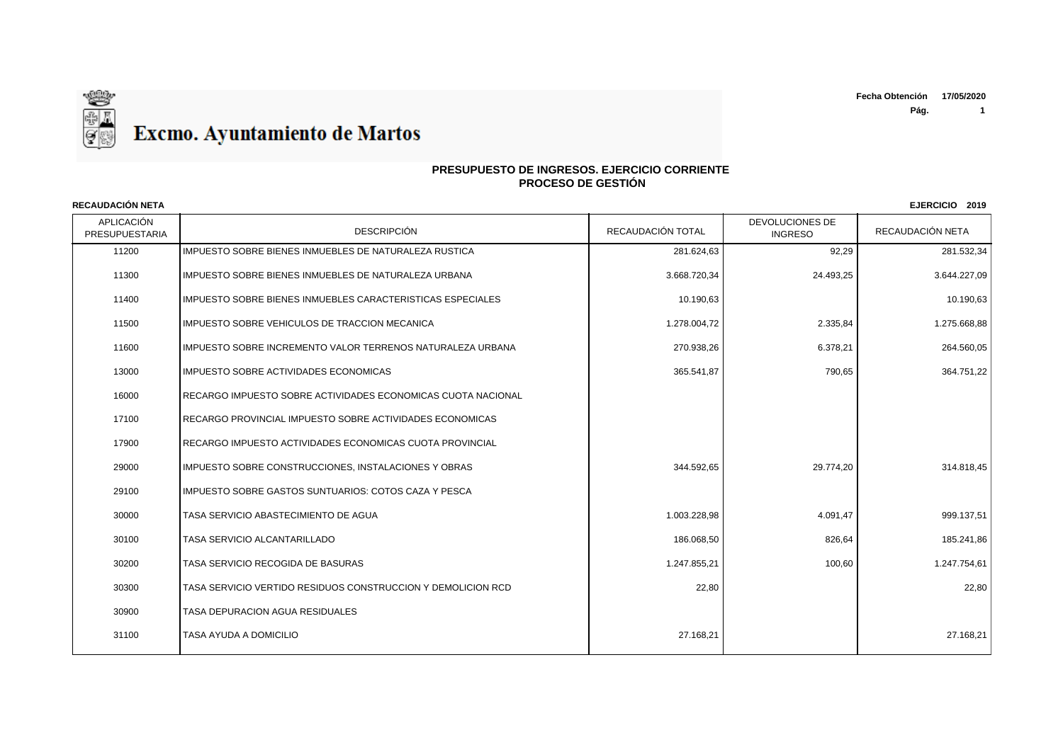# Excmo. Ayuntamiento de Martos

**Fecha Obtención** **17/05/2020**

## PRESUPUESTO DE INGRESOS. EJERCICIO CORRIENTE
## PROCESO DE GESTIÓN

**RECAUDACIÓN NETA** **EJERCICIO 2019**

| APLICACIÓN PRESUPUESTARIA | DESCRIPCIÓN | RECAUDACIÓN TOTAL | DEVOLUCIONES DE INGRESO | RECAUDACIÓN NETA |
|---|---|---|---|---|
| 11200 | IMPUESTO SOBRE BIENES INMUEBLES DE NATURALEZA RUSTICA | 281.624,63 | 92,29 | 281.532,34 |
| 11300 | IMPUESTO SOBRE BIENES INMUEBLES DE NATURALEZA URBANA | 3.668.720,34 | 24.493,25 | 3.644.227,09 |
| 11400 | IMPUESTO SOBRE BIENES INMUEBLES CARACTERISTICAS ESPECIALES | 10.190,63 | | 10.190,63 |
| 11500 | IMPUESTO SOBRE VEHICULOS DE TRACCION MECANICA | 1.278.004,72 | 2.335,84 | 1.275.668,88 |
| 11600 | IMPUESTO SOBRE INCREMENTO VALOR TERRENOS NATURALEZA URBANA | 270.938,26 | 6.378,21 | 264.560,05 |
| 13000 | IMPUESTO SOBRE ACTIVIDADES ECONOMICAS | 365.541,87 | 790,65 | 364.751,22 |
| 16000 | RECARGO IMPUESTO SOBRE ACTIVIDADES ECONOMICAS CUOTA NACIONAL | | | |
| 17100 | RECARGO PROVINCIAL IMPUESTO SOBRE ACTIVIDADES ECONOMICAS | | | |
| 17900 | RECARGO IMPUESTO ACTIVIDADES ECONOMICAS CUOTA PROVINCIAL | | | |
| 29000 | IMPUESTO SOBRE CONSTRUCCIONES, INSTALACIONES Y OBRAS | 344.592,65 | 29.774,20 | 314.818,45 |
| 29100 | IMPUESTO SOBRE GASTOS SUNTUARIOS: COTOS CAZA Y PESCA | | | |
| 30000 | TASA SERVICIO ABASTECIMIENTO DE AGUA | 1.003.228,98 | 4.091,47 | 999.137,51 |
| 30100 | TASA SERVICIO ALCANTARILLADO | 186.068,50 | 826,64 | 185.241,86 |
| 30200 | TASA SERVICIO RECOGIDA DE BASURAS | 1.247.855,21 | 100,60 | 1.247.754,61 |
| 30300 | TASA SERVICIO VERTIDO RESIDUOS CONSTRUCCION Y DEMOLICION RCD | 22,80 | | 22,80 |
| 30900 | TASA DEPURACION AGUA RESIDUALES | | | |
| 31100 | TASA AYUDA A DOMICILIO | 27.168,21 | | 27.168,21 |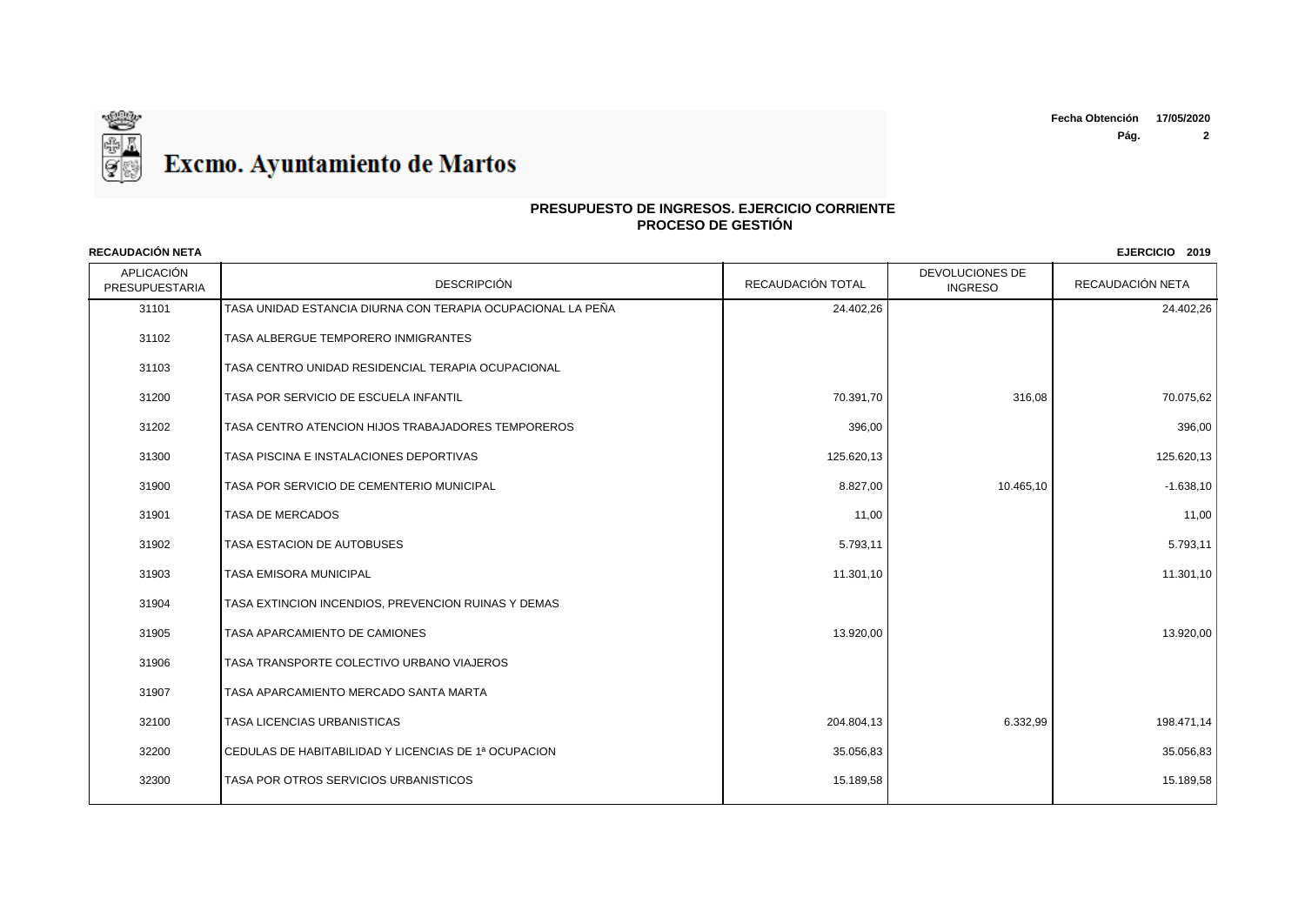# Excmo. Ayuntamiento de Martos

Fecha Obtención 17/05/2020

## PRESUPUESTO DE INGRESOS. EJERCICIO CORRIENTE
## PROCESO DE GESTIÓN

**RECAUDACIÓN NETA** **EJERCICIO 2019**

| APLICACIÓN PRESUPUESTARIA | DESCRIPCIÓN | RECAUDACIÓN TOTAL | DEVOLUCIONES DE INGRESO | RECAUDACIÓN NETA |
|---|---|---|---|---|
| 31101 | TASA UNIDAD ESTANCIA DIURNA CON TERAPIA OCUPACIONAL LA PEÑA | 24.402,26 | | 24.402,26 |
| 31102 | TASA ALBERGUE TEMPORERO INMIGRANTES | | | |
| 31103 | TASA CENTRO UNIDAD RESIDENCIAL TERAPIA OCUPACIONAL | | | |
| 31200 | TASA POR SERVICIO DE ESCUELA INFANTIL | 70.391,70 | 316,08 | 70.075,62 |
| 31202 | TASA CENTRO ATENCION HIJOS TRABAJADORES TEMPOREROS | 396,00 | | 396,00 |
| 31300 | TASA PISCINA E INSTALACIONES DEPORTIVAS | 125.620,13 | | 125.620,13 |
| 31900 | TASA POR SERVICIO DE CEMENTERIO MUNICIPAL | 8.827,00 | 10.465,10 | -1.638,10 |
| 31901 | TASA DE MERCADOS | 11,00 | | 11,00 |
| 31902 | TASA ESTACION DE AUTOBUSES | 5.793,11 | | 5.793,11 |
| 31903 | TASA EMISORA MUNICIPAL | 11.301,10 | | 11.301,10 |
| 31904 | TASA EXTINCION INCENDIOS, PREVENCION RUINAS Y DEMAS | | | |
| 31905 | TASA APARCAMIENTO DE CAMIONES | 13.920,00 | | 13.920,00 |
| 31906 | TASA TRANSPORTE COLECTIVO URBANO VIAJEROS | | | |
| 31907 | TASA APARCAMIENTO MERCADO SANTA MARTA | | | |
| 32100 | TASA LICENCIAS URBANISTICAS | 204.804,13 | 6.332,99 | 198.471,14 |
| 32200 | CEDULAS DE HABITABILIDAD Y LICENCIAS DE 1ª OCUPACION | 35.056,83 | | 35.056,83 |
| 32300 | TASA POR OTROS SERVICIOS URBANISTICOS | 15.189,58 | | 15.189,58 |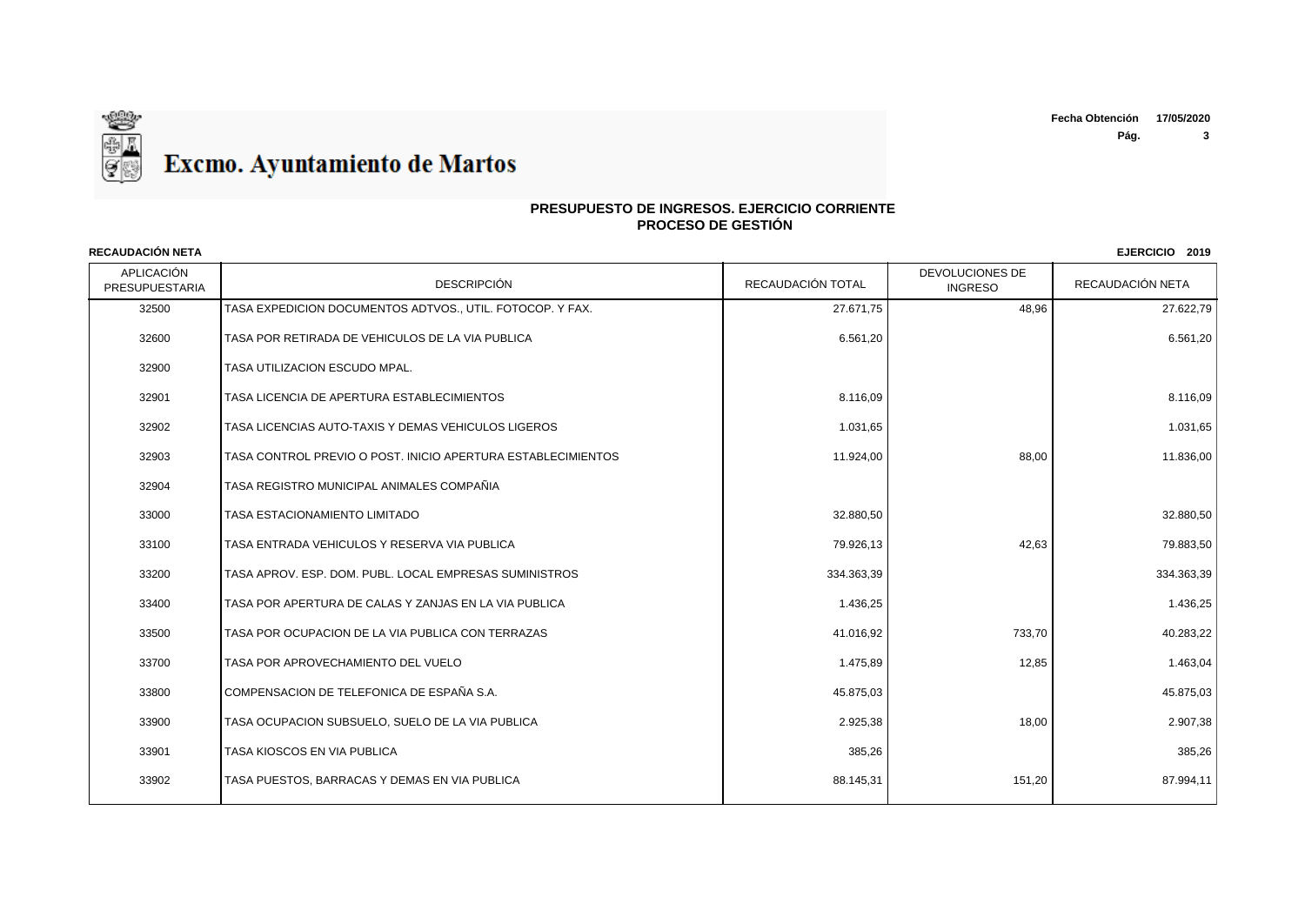# Excmo. Ayuntamiento de Martos

**Fecha Obtención** 17/05/2020

## PRESUPUESTO DE INGRESOS. EJERCICIO CORRIENTE
## PROCESO DE GESTIÓN

**RECAUDACIÓN NETA** **EJERCICIO 2019**

| APLICACIÓN PRESUPUESTARIA | DESCRIPCIÓN | RECAUDACIÓN TOTAL | DEVOLUCIONES DE INGRESO | RECAUDACIÓN NETA |
|---|---|---|---|---|
| 32500 | TASA EXPEDICION DOCUMENTOS ADTVOS., UTIL. FOTOCOP. Y FAX. | 27.671,75 | 48,96 | 27.622,79 |
| 32600 | TASA POR RETIRADA DE VEHICULOS DE LA VIA PUBLICA | 6.561,20 | | 6.561,20 |
| 32900 | TASA UTILIZACION ESCUDO MPAL. | | | |
| 32901 | TASA LICENCIA DE APERTURA ESTABLECIMIENTOS | 8.116,09 | | 8.116,09 |
| 32902 | TASA LICENCIAS AUTO-TAXIS Y DEMAS VEHICULOS LIGEROS | 1.031,65 | | 1.031,65 |
| 32903 | TASA CONTROL PREVIO O POST. INICIO APERTURA ESTABLECIMIENTOS | 11.924,00 | 88,00 | 11.836,00 |
| 32904 | TASA REGISTRO MUNICIPAL ANIMALES COMPAÑIA | | | |
| 33000 | TASA ESTACIONAMIENTO LIMITADO | 32.880,50 | | 32.880,50 |
| 33100 | TASA ENTRADA VEHICULOS Y RESERVA VIA PUBLICA | 79.926,13 | 42,63 | 79.883,50 |
| 33200 | TASA APROV. ESP. DOM. PUBL. LOCAL EMPRESAS SUMINISTROS | 334.363,39 | | 334.363,39 |
| 33400 | TASA POR APERTURA DE CALAS Y ZANJAS EN LA VIA PUBLICA | 1.436,25 | | 1.436,25 |
| 33500 | TASA POR OCUPACION DE LA VIA PUBLICA CON TERRAZAS | 41.016,92 | 733,70 | 40.283,22 |
| 33700 | TASA POR APROVECHAMIENTO DEL VUELO | 1.475,89 | 12,85 | 1.463,04 |
| 33800 | COMPENSACION DE TELEFONICA DE ESPAÑA S.A. | 45.875,03 | | 45.875,03 |
| 33900 | TASA OCUPACION SUBSUELO, SUELO DE LA VIA PUBLICA | 2.925,38 | 18,00 | 2.907,38 |
| 33901 | TASA KIOSCOS EN VIA PUBLICA | 385,26 | | 385,26 |
| 33902 | TASA PUESTOS, BARRACAS Y DEMAS EN VIA PUBLICA | 88.145,31 | 151,20 | 87.994,11 |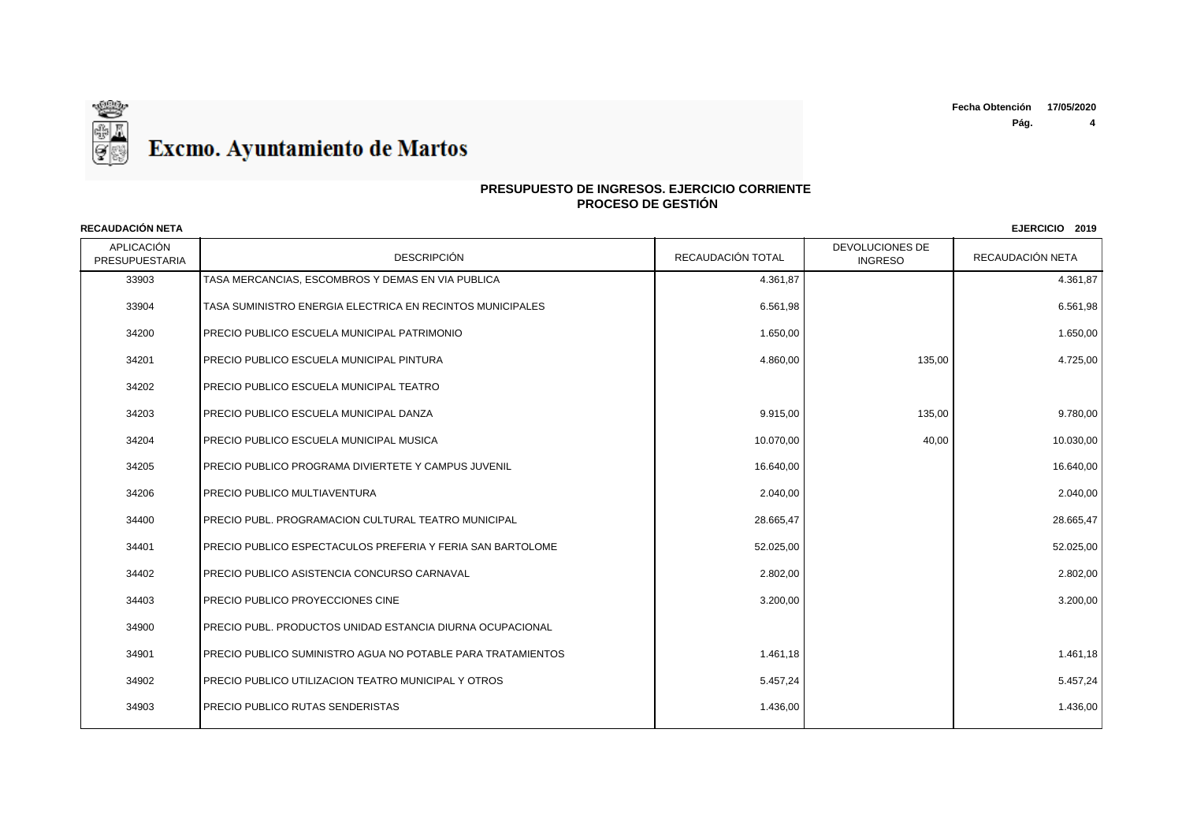# Excmo. Ayuntamiento de Martos

**Fecha Obtención** 17/05/2020

## PRESUPUESTO DE INGRESOS. EJERCICIO CORRIENTE
## PROCESO DE GESTIÓN

**RECAUDACIÓN NETA** **EJERCICIO 2019**

| APLICACIÓN PRESUPUESTARIA | DESCRIPCIÓN | RECAUDACIÓN TOTAL | DEVOLUCIONES DE INGRESO | RECAUDACIÓN NETA |
|---|---|---|---|---|
| 33903 | TASA MERCANCIAS, ESCOMBROS Y DEMAS EN VIA PUBLICA | 4.361,87 | | 4.361,87 |
| 33904 | TASA SUMINISTRO ENERGIA ELECTRICA EN RECINTOS MUNICIPALES | 6.561,98 | | 6.561,98 |
| 34200 | PRECIO PUBLICO ESCUELA MUNICIPAL PATRIMONIO | 1.650,00 | | 1.650,00 |
| 34201 | PRECIO PUBLICO ESCUELA MUNICIPAL PINTURA | 4.860,00 | 135,00 | 4.725,00 |
| 34202 | PRECIO PUBLICO ESCUELA MUNICIPAL TEATRO | | | |
| 34203 | PRECIO PUBLICO ESCUELA MUNICIPAL DANZA | 9.915,00 | 135,00 | 9.780,00 |
| 34204 | PRECIO PUBLICO ESCUELA MUNICIPAL MUSICA | 10.070,00 | 40,00 | 10.030,00 |
| 34205 | PRECIO PUBLICO PROGRAMA DIVIERTETE Y CAMPUS JUVENIL | 16.640,00 | | 16.640,00 |
| 34206 | PRECIO PUBLICO MULTIAVENTURA | 2.040,00 | | 2.040,00 |
| 34400 | PRECIO PUBL. PROGRAMACION CULTURAL TEATRO MUNICIPAL | 28.665,47 | | 28.665,47 |
| 34401 | PRECIO PUBLICO ESPECTACULOS PREFERIA Y FERIA SAN BARTOLOME | 52.025,00 | | 52.025,00 |
| 34402 | PRECIO PUBLICO ASISTENCIA CONCURSO CARNAVAL | 2.802,00 | | 2.802,00 |
| 34403 | PRECIO PUBLICO PROYECCIONES CINE | 3.200,00 | | 3.200,00 |
| 34900 | PRECIO PUBL. PRODUCTOS UNIDAD ESTANCIA DIURNA OCUPACIONAL | | | |
| 34901 | PRECIO PUBLICO SUMINISTRO AGUA NO POTABLE PARA TRATAMIENTOS | 1.461,18 | | 1.461,18 |
| 34902 | PRECIO PUBLICO UTILIZACION TEATRO MUNICIPAL Y OTROS | 5.457,24 | | 5.457,24 |
| 34903 | PRECIO PUBLICO RUTAS SENDERISTAS | 1.436,00 | | 1.436,00 |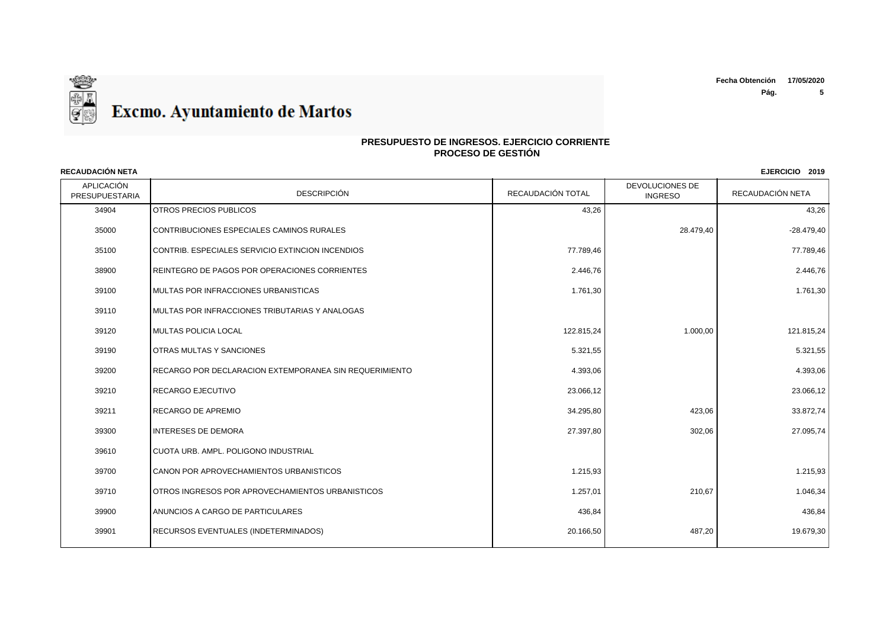# Excmo. Ayuntamiento de Martos

**Fecha Obtención** 17/05/2020

## PRESUPUESTO DE INGRESOS. EJERCICIO CORRIENTE
## PROCESO DE GESTIÓN

**RECAUDACIÓN NETA** **EJERCICIO 2019**

| APLICACIÓN PRESUPUESTARIA | DESCRIPCIÓN | RECAUDACIÓN TOTAL | DEVOLUCIONES DE INGRESO | RECAUDACIÓN NETA |
|---|---|---|---|---|
| 34904 | OTROS PRECIOS PUBLICOS | 43,26 | | 43,26 |
| 35000 | CONTRIBUCIONES ESPECIALES CAMINOS RURALES | | 28.479,40 | -28.479,40 |
| 35100 | CONTRIB. ESPECIALES SERVICIO EXTINCION INCENDIOS | 77.789,46 | | 77.789,46 |
| 38900 | REINTEGRO DE PAGOS POR OPERACIONES CORRIENTES | 2.446,76 | | 2.446,76 |
| 39100 | MULTAS POR INFRACCIONES URBANISTICAS | 1.761,30 | | 1.761,30 |
| 39110 | MULTAS POR INFRACCIONES TRIBUTARIAS Y ANALOGAS | | | |
| 39120 | MULTAS POLICIA LOCAL | 122.815,24 | 1.000,00 | 121.815,24 |
| 39190 | OTRAS MULTAS Y SANCIONES | 5.321,55 | | 5.321,55 |
| 39200 | RECARGO POR DECLARACION EXTEMPORANEA SIN REQUERIMIENTO | 4.393,06 | | 4.393,06 |
| 39210 | RECARGO EJECUTIVO | 23.066,12 | | 23.066,12 |
| 39211 | RECARGO DE APREMIO | 34.295,80 | 423,06 | 33.872,74 |
| 39300 | INTERESES DE DEMORA | 27.397,80 | 302,06 | 27.095,74 |
| 39610 | CUOTA URB. AMPL. POLIGONO INDUSTRIAL | | | |
| 39700 | CANON POR APROVECHAMIENTOS URBANISTICOS | 1.215,93 | | 1.215,93 |
| 39710 | OTROS INGRESOS POR APROVECHAMIENTOS URBANISTICOS | 1.257,01 | 210,67 | 1.046,34 |
| 39900 | ANUNCIOS A CARGO DE PARTICULARES | 436,84 | | 436,84 |
| 39901 | RECURSOS EVENTUALES (INDETERMINADOS) | 20.166,50 | 487,20 | 19.679,30 |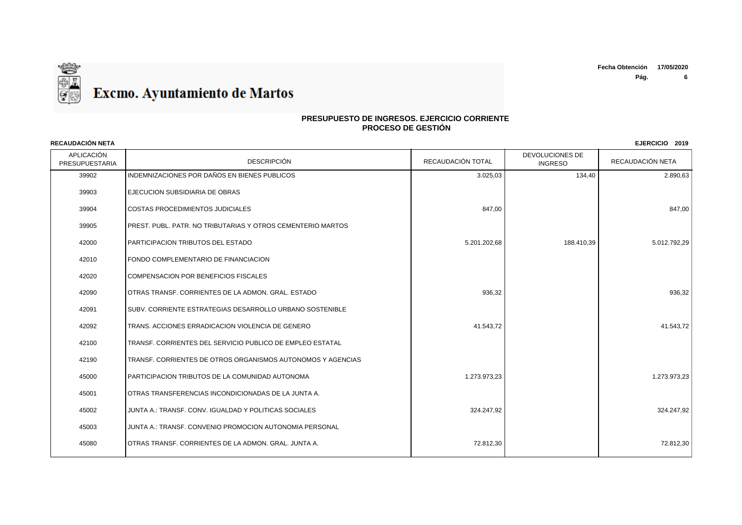# Excmo. Ayuntamiento de Martos

Fecha Obtención 17/05/2020

## PRESUPUESTO DE INGRESOS. EJERCICIO CORRIENTE
## PROCESO DE GESTIÓN

**RECAUDACIÓN NETA** **EJERCICIO 2019**

| APLICACIÓN PRESUPUESTARIA | DESCRIPCIÓN | RECAUDACIÓN TOTAL | DEVOLUCIONES DE INGRESO | RECAUDACIÓN NETA |
|---|---|---|---|---|
| 39902 | INDEMNIZACIONES POR DAÑOS EN BIENES PUBLICOS | 3.025,03 | 134,40 | 2.890,63 |
| 39903 | EJECUCION SUBSIDIARIA DE OBRAS | | | |
| 39904 | COSTAS PROCEDIMIENTOS JUDICIALES | 847,00 | | 847,00 |
| 39905 | PREST. PUBL. PATR. NO TRIBUTARIAS Y OTROS CEMENTERIO MARTOS | | | |
| 42000 | PARTICIPACION TRIBUTOS DEL ESTADO | 5.201.202,68 | 188.410,39 | 5.012.792,29 |
| 42010 | FONDO COMPLEMENTARIO DE FINANCIACION | | | |
| 42020 | COMPENSACION POR BENEFICIOS FISCALES | | | |
| 42090 | OTRAS TRANSF. CORRIENTES DE LA ADMON. GRAL. ESTADO | 936,32 | | 936,32 |
| 42091 | SUBV. CORRIENTE ESTRATEGIAS DESARROLLO URBANO SOSTENIBLE | | | |
| 42092 | TRANS. ACCIONES ERRADICACION VIOLENCIA DE GENERO | 41.543,72 | | 41.543,72 |
| 42100 | TRANSF. CORRIENTES DEL SERVICIO PUBLICO DE EMPLEO ESTATAL | | | |
| 42190 | TRANSF. CORRIENTES DE OTROS ORGANISMOS AUTONOMOS Y AGENCIAS | | | |
| 45000 | PARTICIPACION TRIBUTOS DE LA COMUNIDAD AUTONOMA | 1.273.973,23 | | 1.273.973,23 |
| 45001 | OTRAS TRANSFERENCIAS INCONDICIONADAS DE LA JUNTA A. | | | |
| 45002 | JUNTA A.: TRANSF. CONV. IGUALDAD Y POLITICAS SOCIALES | 324.247,92 | | 324.247,92 |
| 45003 | JUNTA A.: TRANSF. CONVENIO PROMOCION AUTONOMIA PERSONAL | | | |
| 45080 | OTRAS TRANSF. CORRIENTES DE LA ADMON. GRAL. JUNTA A. | 72.812,30 | | 72.812,30 |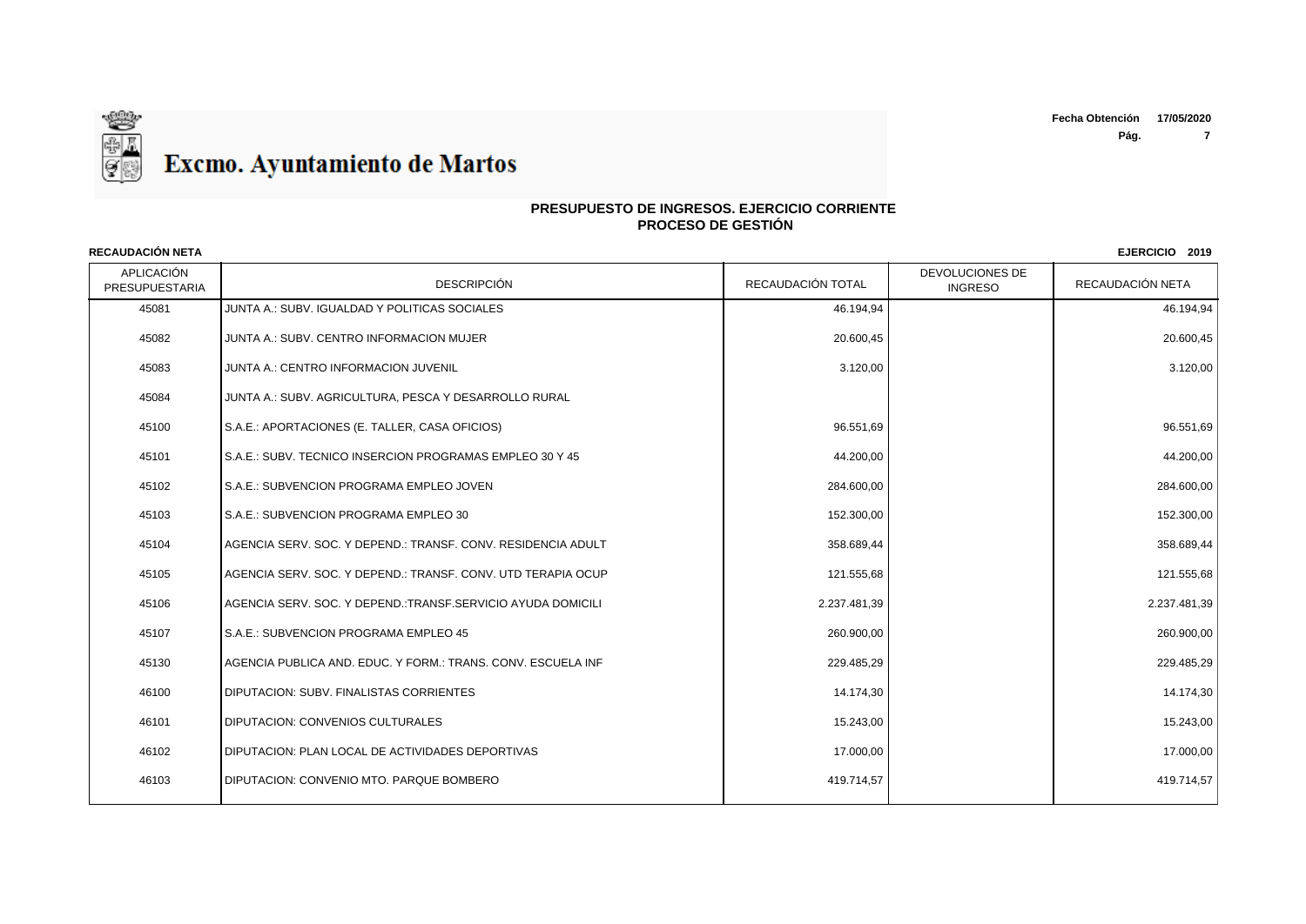# Excmo. Ayuntamiento de Martos

**Fecha Obtención** 17/05/2020

## PRESUPUESTO DE INGRESOS. EJERCICIO CORRIENTE
## PROCESO DE GESTIÓN

**RECAUDACIÓN NETA** **EJERCICIO 2019**

| APLICACIÓN PRESUPUESTARIA | DESCRIPCIÓN | RECAUDACIÓN TOTAL | DEVOLUCIONES DE INGRESO | RECAUDACIÓN NETA |
|---|---|---|---|---|
| 45081 | JUNTA A.: SUBV. IGUALDAD Y POLITICAS SOCIALES | 46.194,94 | | 46.194,94 |
| 45082 | JUNTA A.: SUBV. CENTRO INFORMACION MUJER | 20.600,45 | | 20.600,45 |
| 45083 | JUNTA A.: CENTRO INFORMACION JUVENIL | 3.120,00 | | 3.120,00 |
| 45084 | JUNTA A.: SUBV. AGRICULTURA, PESCA Y DESARROLLO RURAL | | | |
| 45100 | S.A.E.: APORTACIONES (E. TALLER, CASA OFICIOS) | 96.551,69 | | 96.551,69 |
| 45101 | S.A.E.: SUBV. TECNICO INSERCION PROGRAMAS EMPLEO 30 Y 45 | 44.200,00 | | 44.200,00 |
| 45102 | S.A.E.: SUBVENCION PROGRAMA EMPLEO JOVEN | 284.600,00 | | 284.600,00 |
| 45103 | S.A.E.: SUBVENCION PROGRAMA EMPLEO 30 | 152.300,00 | | 152.300,00 |
| 45104 | AGENCIA SERV. SOC. Y DEPEND.: TRANSF. CONV. RESIDENCIA ADULT | 358.689,44 | | 358.689,44 |
| 45105 | AGENCIA SERV. SOC. Y DEPEND.: TRANSF. CONV. UTD TERAPIA OCUP | 121.555,68 | | 121.555,68 |
| 45106 | AGENCIA SERV. SOC. Y DEPEND.:TRANSF.SERVICIO AYUDA DOMICILI | 2.237.481,39 | | 2.237.481,39 |
| 45107 | S.A.E.: SUBVENCION PROGRAMA EMPLEO 45 | 260.900,00 | | 260.900,00 |
| 45130 | AGENCIA PUBLICA AND. EDUC. Y FORM.: TRANS. CONV. ESCUELA INF | 229.485,29 | | 229.485,29 |
| 46100 | DIPUTACION: SUBV. FINALISTAS CORRIENTES | 14.174,30 | | 14.174,30 |
| 46101 | DIPUTACION: CONVENIOS CULTURALES | 15.243,00 | | 15.243,00 |
| 46102 | DIPUTACION: PLAN LOCAL DE ACTIVIDADES DEPORTIVAS | 17.000,00 | | 17.000,00 |
| 46103 | DIPUTACION: CONVENIO MTO. PARQUE BOMBERO | 419.714,57 | | 419.714,57 |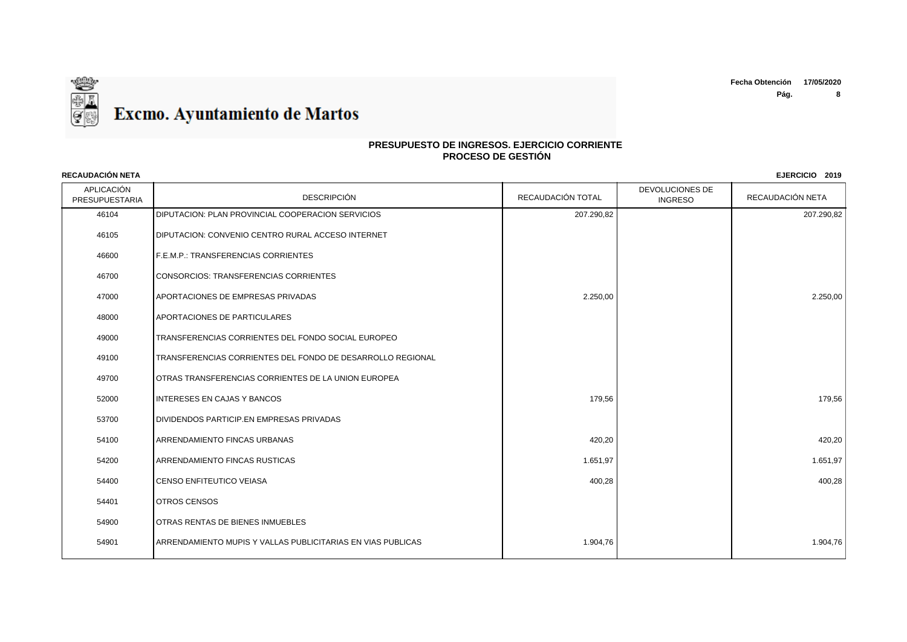# Excmo. Ayuntamiento de Martos

Fecha Obtención 17/05/2020

## PRESUPUESTO DE INGRESOS. EJERCICIO CORRIENTE
## PROCESO DE GESTIÓN

**RECAUDACIÓN NETA** **EJERCICIO 2019**

| APLICACIÓN PRESUPUESTARIA | DESCRIPCIÓN | RECAUDACIÓN TOTAL | DEVOLUCIONES DE INGRESO | RECAUDACIÓN NETA |
|---|---|---|---|---|
| 46104 | DIPUTACION: PLAN PROVINCIAL COOPERACION SERVICIOS | 207.290,82 | | 207.290,82 |
| 46105 | DIPUTACION: CONVENIO CENTRO RURAL ACCESO INTERNET | | | |
| 46600 | F.E.M.P.: TRANSFERENCIAS CORRIENTES | | | |
| 46700 | CONSORCIOS: TRANSFERENCIAS CORRIENTES | | | |
| 47000 | APORTACIONES DE EMPRESAS PRIVADAS | 2.250,00 | | 2.250,00 |
| 48000 | APORTACIONES DE PARTICULARES | | | |
| 49000 | TRANSFERENCIAS CORRIENTES DEL FONDO SOCIAL EUROPEO | | | |
| 49100 | TRANSFERENCIAS CORRIENTES DEL FONDO DE DESARROLLO REGIONAL | | | |
| 49700 | OTRAS TRANSFERENCIAS CORRIENTES DE LA UNION EUROPEA | | | |
| 52000 | INTERESES EN CAJAS Y BANCOS | 179,56 | | 179,56 |
| 53700 | DIVIDENDOS PARTICIP.EN EMPRESAS PRIVADAS | | | |
| 54100 | ARRENDAMIENTO FINCAS URBANAS | 420,20 | | 420,20 |
| 54200 | ARRENDAMIENTO FINCAS RUSTICAS | 1.651,97 | | 1.651,97 |
| 54400 | CENSO ENFITEUTICO VEIASA | 400,28 | | 400,28 |
| 54401 | OTROS CENSOS | | | |
| 54900 | OTRAS RENTAS DE BIENES INMUEBLES | | | |
| 54901 | ARRENDAMIENTO MUPIS Y VALLAS PUBLICITARIAS EN VIAS PUBLICAS | 1.904,76 | | 1.904,76 |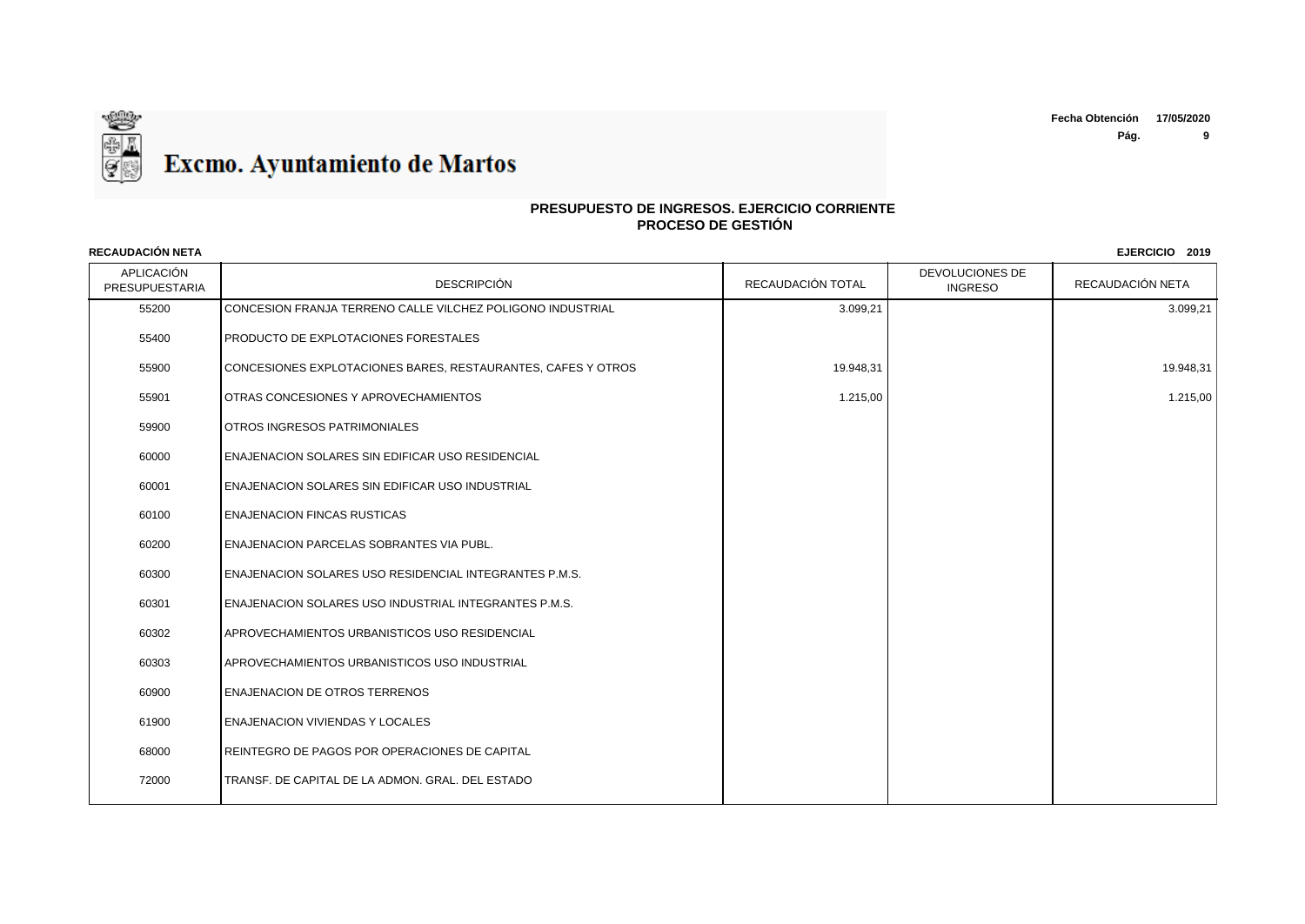# Excmo. Ayuntamiento de Martos

Fecha Obtención 17/05/2020

## PRESUPUESTO DE INGRESOS. EJERCICIO CORRIENTE
## PROCESO DE GESTIÓN

**RECAUDACIÓN NETA** **EJERCICIO 2019**

| APLICACIÓN PRESUPUESTARIA | DESCRIPCIÓN | RECAUDACIÓN TOTAL | DEVOLUCIONES DE INGRESO | RECAUDACIÓN NETA |
|---|---|---|---|---|
| 55200 | CONCESION FRANJA TERRENO CALLE VILCHEZ POLIGONO INDUSTRIAL | 3.099,21 | | 3.099,21 |
| 55400 | PRODUCTO DE EXPLOTACIONES FORESTALES | | | |
| 55900 | CONCESIONES EXPLOTACIONES BARES, RESTAURANTES, CAFES Y OTROS | 19.948,31 | | 19.948,31 |
| 55901 | OTRAS CONCESIONES Y APROVECHAMIENTOS | 1.215,00 | | 1.215,00 |
| 59900 | OTROS INGRESOS PATRIMONIALES | | | |
| 60000 | ENAJENACION SOLARES SIN EDIFICAR USO RESIDENCIAL | | | |
| 60001 | ENAJENACION SOLARES SIN EDIFICAR USO INDUSTRIAL | | | |
| 60100 | ENAJENACION FINCAS RUSTICAS | | | |
| 60200 | ENAJENACION PARCELAS SOBRANTES VIA PUBL. | | | |
| 60300 | ENAJENACION SOLARES USO RESIDENCIAL INTEGRANTES P.M.S. | | | |
| 60301 | ENAJENACION SOLARES USO INDUSTRIAL INTEGRANTES P.M.S. | | | |
| 60302 | APROVECHAMIENTOS URBANISTICOS USO RESIDENCIAL | | | |
| 60303 | APROVECHAMIENTOS URBANISTICOS USO INDUSTRIAL | | | |
| 60900 | ENAJENACION DE OTROS TERRENOS | | | |
| 61900 | ENAJENACION VIVIENDAS Y LOCALES | | | |
| 68000 | REINTEGRO DE PAGOS POR OPERACIONES DE CAPITAL | | | |
| 72000 | TRANSF. DE CAPITAL DE LA ADMON. GRAL. DEL ESTADO | | | |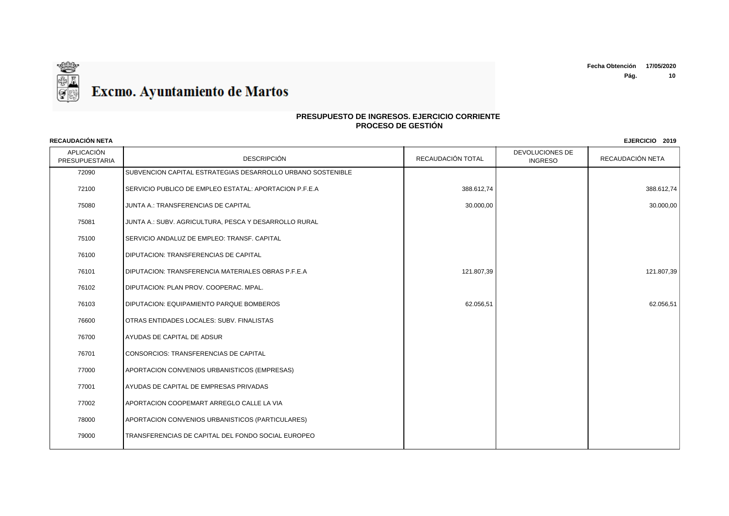# Excmo. Ayuntamiento de Martos

**Fecha Obtención** 17/05/2020

## PRESUPUESTO DE INGRESOS. EJERCICIO CORRIENTE
## PROCESO DE GESTIÓN

**RECAUDACIÓN NETA** **EJERCICIO 2019**

| APLICACIÓN PRESUPUESTARIA | DESCRIPCIÓN | RECAUDACIÓN TOTAL | DEVOLUCIONES DE INGRESO | RECAUDACIÓN NETA |
|---|---|---|---|---|
| 72090 | SUBVENCION CAPITAL ESTRATEGIAS DESARROLLO URBANO SOSTENIBLE | | | |
| 72100 | SERVICIO PUBLICO DE EMPLEO ESTATAL: APORTACION P.F.E.A | 388.612,74 | | 388.612,74 |
| 75080 | JUNTA A.: TRANSFERENCIAS DE CAPITAL | 30.000,00 | | 30.000,00 |
| 75081 | JUNTA A.: SUBV. AGRICULTURA, PESCA Y DESARROLLO RURAL | | | |
| 75100 | SERVICIO ANDALUZ DE EMPLEO: TRANSF. CAPITAL | | | |
| 76100 | DIPUTACION: TRANSFERENCIAS DE CAPITAL | | | |
| 76101 | DIPUTACION: TRANSFERENCIA MATERIALES OBRAS P.F.E.A | 121.807,39 | | 121.807,39 |
| 76102 | DIPUTACION: PLAN PROV. COOPERAC. MPAL. | | | |
| 76103 | DIPUTACION: EQUIPAMIENTO PARQUE BOMBEROS | 62.056,51 | | 62.056,51 |
| 76600 | OTRAS ENTIDADES LOCALES: SUBV. FINALISTAS | | | |
| 76700 | AYUDAS DE CAPITAL DE ADSUR | | | |
| 76701 | CONSORCIOS: TRANSFERENCIAS DE CAPITAL | | | |
| 77000 | APORTACION CONVENIOS URBANISTICOS (EMPRESAS) | | | |
| 77001 | AYUDAS DE CAPITAL DE EMPRESAS PRIVADAS | | | |
| 77002 | APORTACION COOPEMART ARREGLO CALLE LA VIA | | | |
| 78000 | APORTACION CONVENIOS URBANISTICOS (PARTICULARES) | | | |
| 79000 | TRANSFERENCIAS DE CAPITAL DEL FONDO SOCIAL EUROPEO | | | |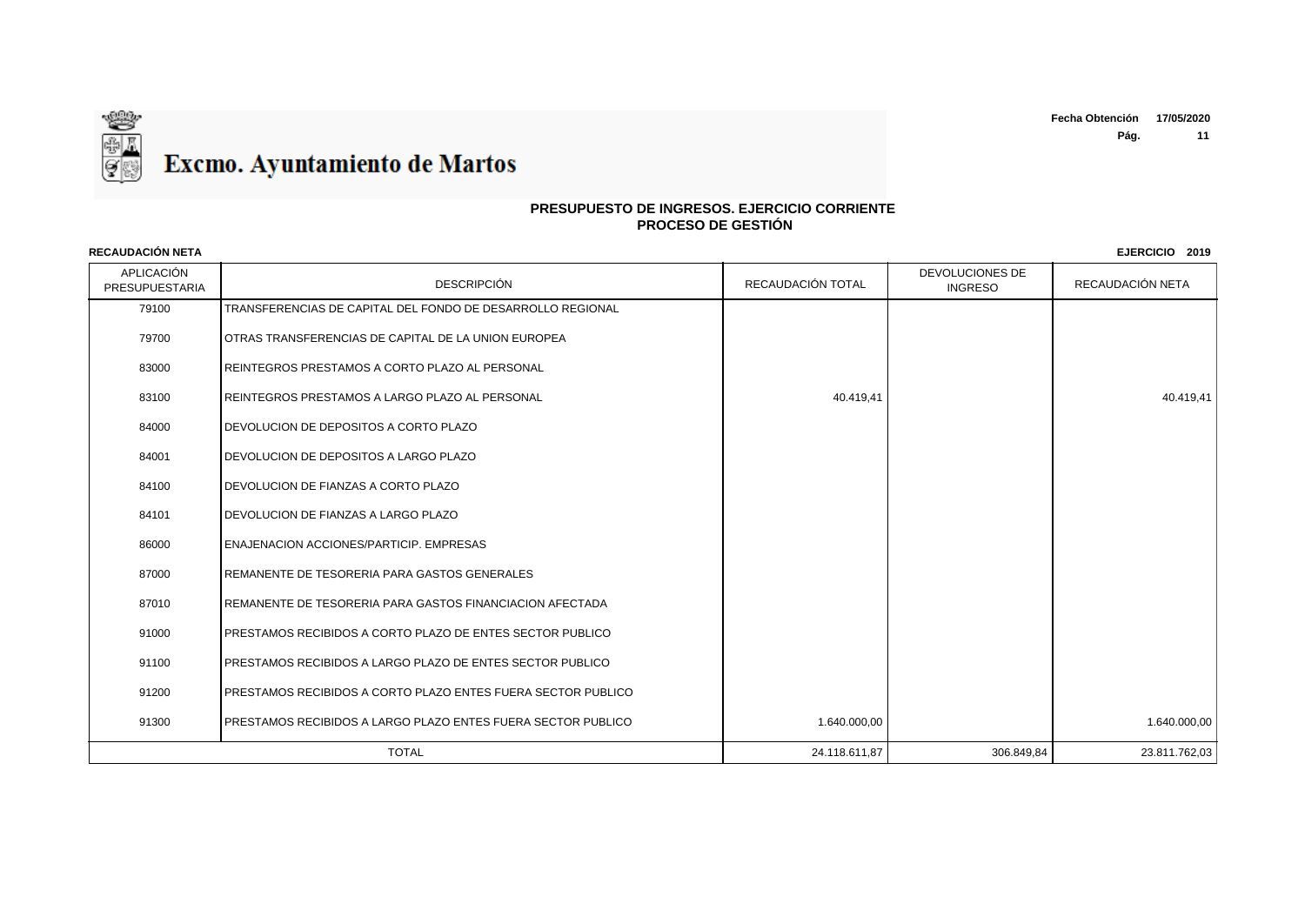# Excmo. Ayuntamiento de Martos

Fecha Obtención 17/05/2020

## PRESUPUESTO DE INGRESOS. EJERCICIO CORRIENTE
## PROCESO DE GESTIÓN

**RECAUDACIÓN NETA** **EJERCICIO 2019**

| APLICACIÓN PRESUPUESTARIA | DESCRIPCIÓN | RECAUDACIÓN TOTAL | DEVOLUCIONES DE INGRESO | RECAUDACIÓN NETA |
|---|---|---|---|---|
| 79100 | TRANSFERENCIAS DE CAPITAL DEL FONDO DE DESARROLLO REGIONAL | | | |
| 79700 | OTRAS TRANSFERENCIAS DE CAPITAL DE LA UNION EUROPEA | | | |
| 83000 | REINTEGROS PRESTAMOS A CORTO PLAZO AL PERSONAL | | | |
| 83100 | REINTEGROS PRESTAMOS A LARGO PLAZO AL PERSONAL | 40.419,41 | | 40.419,41 |
| 84000 | DEVOLUCION DE DEPOSITOS A CORTO PLAZO | | | |
| 84001 | DEVOLUCION DE DEPOSITOS A LARGO PLAZO | | | |
| 84100 | DEVOLUCION DE FIANZAS A CORTO PLAZO | | | |
| 84101 | DEVOLUCION DE FIANZAS A LARGO PLAZO | | | |
| 86000 | ENAJENACION ACCIONES/PARTICIP. EMPRESAS | | | |
| 87000 | REMANENTE DE TESORERIA PARA GASTOS GENERALES | | | |
| 87010 | REMANENTE DE TESORERIA PARA GASTOS FINANCIACION AFECTADA | | | |
| 91000 | PRESTAMOS RECIBIDOS A CORTO PLAZO DE ENTES SECTOR PUBLICO | | | |
| 91100 | PRESTAMOS RECIBIDOS A LARGO PLAZO DE ENTES SECTOR PUBLICO | | | |
| 91200 | PRESTAMOS RECIBIDOS A CORTO PLAZO ENTES FUERA SECTOR PUBLICO | | | |
| 91300 | PRESTAMOS RECIBIDOS A LARGO PLAZO ENTES FUERA SECTOR PUBLICO | 1.640.000,00 | | 1.640.000,00 |
| TOTAL | | 24.118.611,87 | 306.849,84 | 23.811.762,03 |